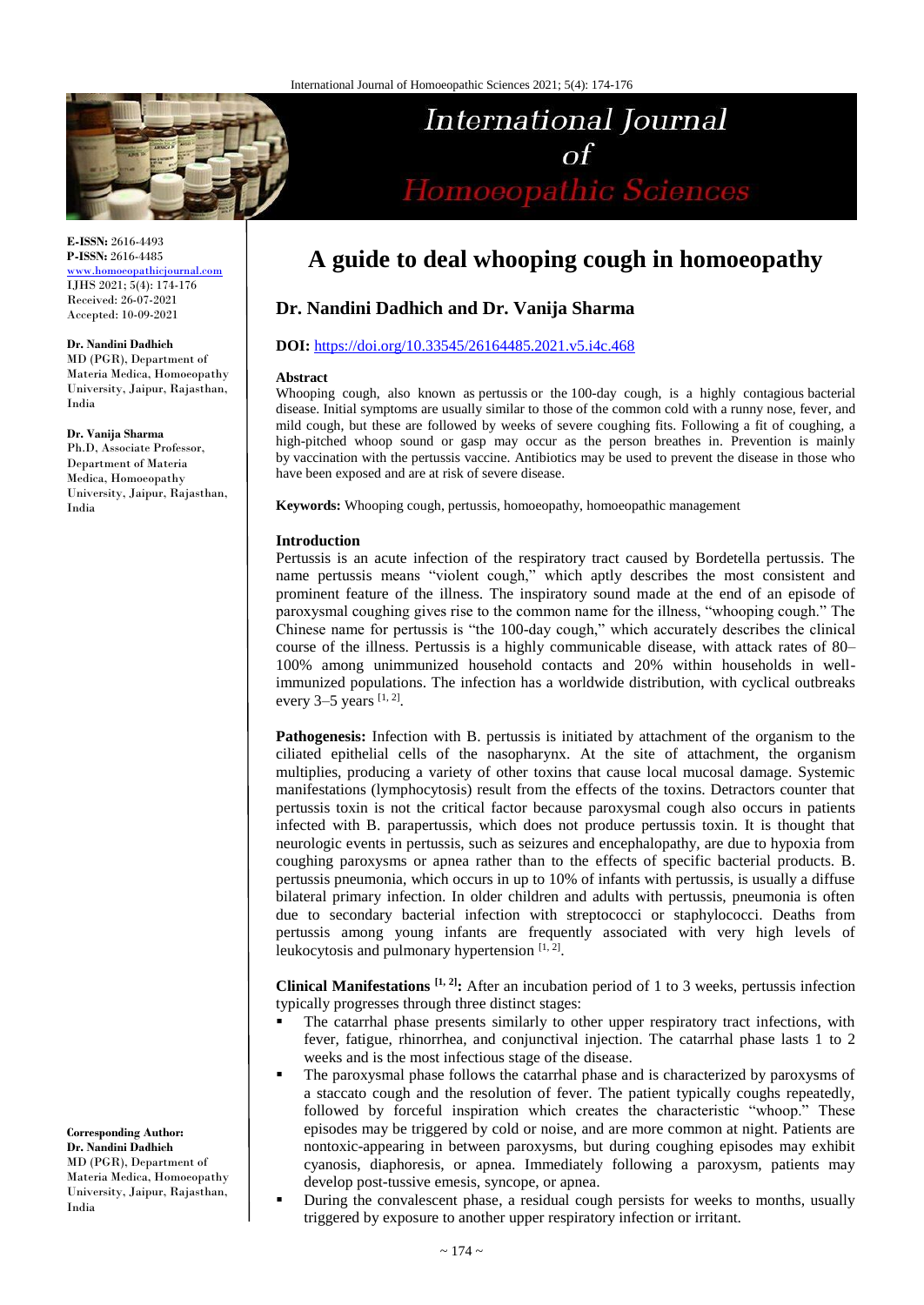# A guide to deal whooping cough in homoeopathy

## Dr. Nandini Dadhich and Dr. Vanija Sharma

**DOI:** https://doi.org/10.33545/26164485.2021.v5.i4c.468

**E-ISSN:** 2616-4493
**P-ISSN:** 2616-4485
www.homoeopathicjournal.com
IJHS 2021; 5(4): 174-176
Received: 26-07-2021
Accepted: 10-09-2021

**Dr. Nandini Dadhich**
MD (PGR), Department of Materia Medica, Homoeopathy University, Jaipur, Rajasthan, India

**Dr. Vanija Sharma**
Ph.D, Associate Professor, Department of Materia Medica, Homoeopathy University, Jaipur, Rajasthan, India

**Corresponding Author:**
**Dr. Nandini Dadhich**
MD (PGR), Department of Materia Medica, Homoeopathy University, Jaipur, Rajasthan, India

**Abstract**

Whooping cough, also known as pertussis or the 100-day cough, is a highly contagious bacterial disease. Initial symptoms are usually similar to those of the common cold with a runny nose, fever, and mild cough, but these are followed by weeks of severe coughing fits. Following a fit of coughing, a high-pitched whoop sound or gasp may occur as the person breathes in. Prevention is mainly by vaccination with the pertussis vaccine. Antibiotics may be used to prevent the disease in those who have been exposed and are at risk of severe disease.

**Keywords:** Whooping cough, pertussis, homoeopathy, homoeopathic management

## Introduction

Pertussis is an acute infection of the respiratory tract caused by Bordetella pertussis. The name pertussis means "violent cough," which aptly describes the most consistent and prominent feature of the illness. The inspiratory sound made at the end of an episode of paroxysmal coughing gives rise to the common name for the illness, "whooping cough." The Chinese name for pertussis is "the 100-day cough," which accurately describes the clinical course of the illness. Pertussis is a highly communicable disease, with attack rates of 80–100% among unimmunized household contacts and 20% within households in well-immunized populations. The infection has a worldwide distribution, with cyclical outbreaks every 3–5 years [1, 2].

**Pathogenesis:** Infection with B. pertussis is initiated by attachment of the organism to the ciliated epithelial cells of the nasopharynx. At the site of attachment, the organism multiplies, producing a variety of other toxins that cause local mucosal damage. Systemic manifestations (lymphocytosis) result from the effects of the toxins. Detractors counter that pertussis toxin is not the critical factor because paroxysmal cough also occurs in patients infected with B. parapertussis, which does not produce pertussis toxin. It is thought that neurologic events in pertussis, such as seizures and encephalopathy, are due to hypoxia from coughing paroxysms or apnea rather than to the effects of specific bacterial products. B. pertussis pneumonia, which occurs in up to 10% of infants with pertussis, is usually a diffuse bilateral primary infection. In older children and adults with pertussis, pneumonia is often due to secondary bacterial infection with streptococci or staphylococci. Deaths from pertussis among young infants are frequently associated with very high levels of leukocytosis and pulmonary hypertension [1, 2].

**Clinical Manifestations [1, 2]:** After an incubation period of 1 to 3 weeks, pertussis infection typically progresses through three distinct stages:

- The catarrhal phase presents similarly to other upper respiratory tract infections, with fever, fatigue, rhinorrhea, and conjunctival injection. The catarrhal phase lasts 1 to 2 weeks and is the most infectious stage of the disease.
- The paroxysmal phase follows the catarrhal phase and is characterized by paroxysms of a staccato cough and the resolution of fever. The patient typically coughs repeatedly, followed by forceful inspiration which creates the characteristic "whoop." These episodes may be triggered by cold or noise, and are more common at night. Patients are nontoxic-appearing in between paroxysms, but during coughing episodes may exhibit cyanosis, diaphoresis, or apnea. Immediately following a paroxysm, patients may develop post-tussive emesis, syncope, or apnea.
- During the convalescent phase, a residual cough persists for weeks to months, usually triggered by exposure to another upper respiratory infection or irritant.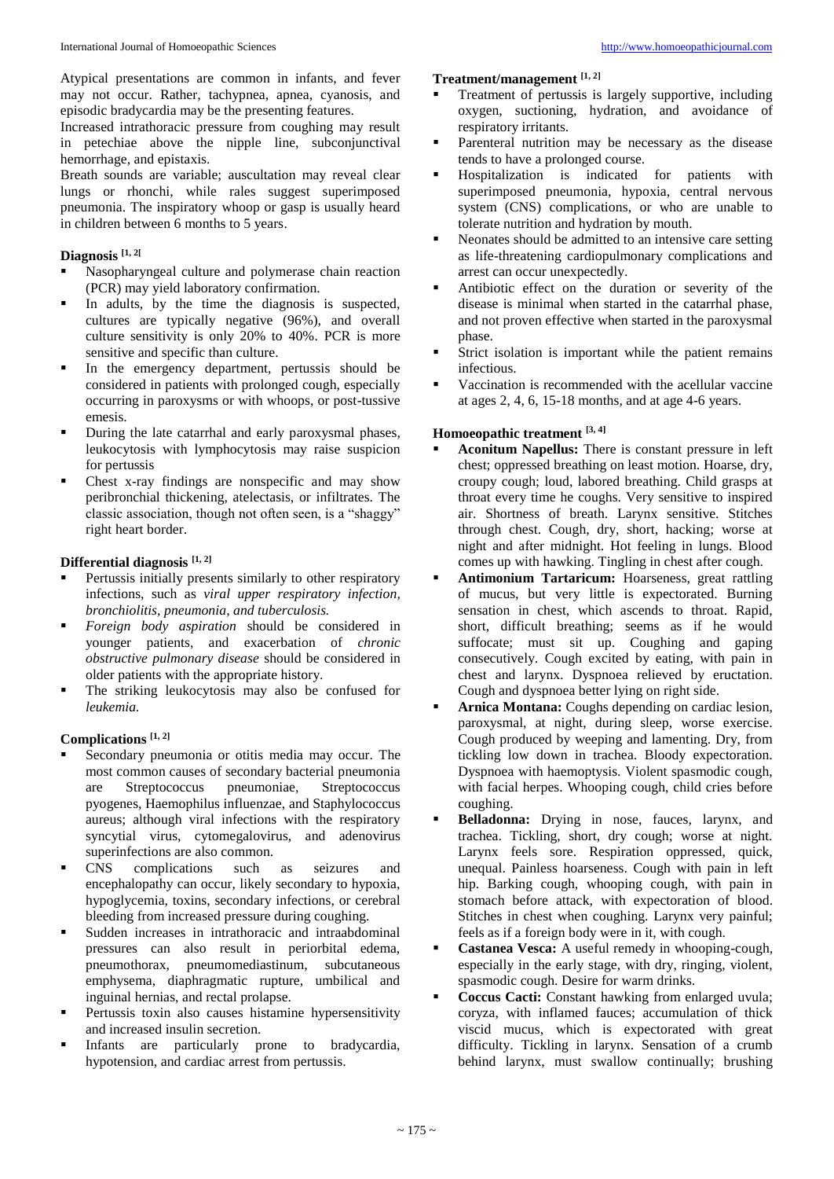Atypical presentations are common in infants, and fever may not occur. Rather, tachypnea, apnea, cyanosis, and episodic bradycardia may be the presenting features.

Increased intrathoracic pressure from coughing may result in petechiae above the nipple line, subconjunctival hemorrhage, and epistaxis.

Breath sounds are variable; auscultation may reveal clear lungs or rhonchi, while rales suggest superimposed pneumonia. The inspiratory whoop or gasp is usually heard in children between 6 months to 5 years.

### Diagnosis [1, 2]

- Nasopharyngeal culture and polymerase chain reaction (PCR) may yield laboratory confirmation.
- In adults, by the time the diagnosis is suspected, cultures are typically negative (96%), and overall culture sensitivity is only 20% to 40%. PCR is more sensitive and specific than culture.
- In the emergency department, pertussis should be considered in patients with prolonged cough, especially occurring in paroxysms or with whoops, or post-tussive emesis.
- During the late catarrhal and early paroxysmal phases, leukocytosis with lymphocytosis may raise suspicion for pertussis
- Chest x-ray findings are nonspecific and may show peribronchial thickening, atelectasis, or infiltrates. The classic association, though not often seen, is a "shaggy" right heart border.

### Differential diagnosis [1, 2]

- Pertussis initially presents similarly to other respiratory infections, such as *viral upper respiratory infection, bronchiolitis, pneumonia, and tuberculosis.*
- *Foreign body aspiration* should be considered in younger patients, and exacerbation of *chronic obstructive pulmonary disease* should be considered in older patients with the appropriate history.
- The striking leukocytosis may also be confused for *leukemia.*

### Complications [1, 2]

- Secondary pneumonia or otitis media may occur. The most common causes of secondary bacterial pneumonia are Streptococcus pneumoniae, Streptococcus pyogenes, Haemophilus influenzae, and Staphylococcus aureus; although viral infections with the respiratory syncytial virus, cytomegalovirus, and adenovirus superinfections are also common.
- CNS complications such as seizures and encephalopathy can occur, likely secondary to hypoxia, hypoglycemia, toxins, secondary infections, or cerebral bleeding from increased pressure during coughing.
- Sudden increases in intrathoracic and intraabdominal pressures can also result in periorbital edema, pneumothorax, pneumomediastinum, subcutaneous emphysema, diaphragmatic rupture, umbilical and inguinal hernias, and rectal prolapse.
- Pertussis toxin also causes histamine hypersensitivity and increased insulin secretion.
- Infants are particularly prone to bradycardia, hypotension, and cardiac arrest from pertussis.

### Treatment/management [1, 2]

- Treatment of pertussis is largely supportive, including oxygen, suctioning, hydration, and avoidance of respiratory irritants.
- Parenteral nutrition may be necessary as the disease tends to have a prolonged course.
- Hospitalization is indicated for patients with superimposed pneumonia, hypoxia, central nervous system (CNS) complications, or who are unable to tolerate nutrition and hydration by mouth.
- Neonates should be admitted to an intensive care setting as life-threatening cardiopulmonary complications and arrest can occur unexpectedly.
- Antibiotic effect on the duration or severity of the disease is minimal when started in the catarrhal phase, and not proven effective when started in the paroxysmal phase.
- Strict isolation is important while the patient remains infectious.
- Vaccination is recommended with the acellular vaccine at ages 2, 4, 6, 15-18 months, and at age 4-6 years.

### Homoeopathic treatment [3, 4]

- **Aconitum Napellus:** There is constant pressure in left chest; oppressed breathing on least motion. Hoarse, dry, croupy cough; loud, labored breathing. Child grasps at throat every time he coughs. Very sensitive to inspired air. Larynx sensitive. Stitches through chest. Cough, dry, short, hacking; worse at night and after midnight. Hot feeling in lungs. Blood comes up with hawking. Tingling in chest after cough.
- **Antimonium Tartaricum:** Hoarseness, great rattling of mucus, but very little is expectorated. Burning sensation in chest, which ascends to throat. Rapid, short, difficult breathing; seems as if he would suffocate; must sit up. Coughing and gaping consecutively. Cough excited by eating, with pain in chest and larynx. Dyspnoea relieved by eructation. Cough and dyspnoea better lying on right side.
- **Arnica Montana:** Coughs depending on cardiac lesion, paroxysmal, at night, during sleep, worse exercise. Cough produced by weeping and lamenting. Dry, from tickling low down in trachea. Bloody expectoration. Dyspnoea with haemoptysis. Violent spasmodic cough, with facial herpes. Whooping cough, child cries before coughing.
- **Belladonna:** Drying in nose, fauces, larynx, and trachea. Tickling, short, dry cough; worse at night. Larynx feels sore. Respiration oppressed, quick, unequal. Painless hoarseness. Cough with pain in left hip. Barking cough, whooping cough, with pain in stomach before attack, with expectoration of blood. Stitches in chest when coughing. Larynx very painful; feels as if a foreign body were in it, with cough.
- **Castanea Vesca:** A useful remedy in whooping-cough, especially in the early stage, with dry, ringing, violent, spasmodic cough. Desire for warm drinks.
- **Coccus Cacti:** Constant hawking from enlarged uvula; coryza, with inflamed fauces; accumulation of thick viscid mucus, which is expectorated with great difficulty. Tickling in larynx. Sensation of a crumb behind larynx, must swallow continually; brushing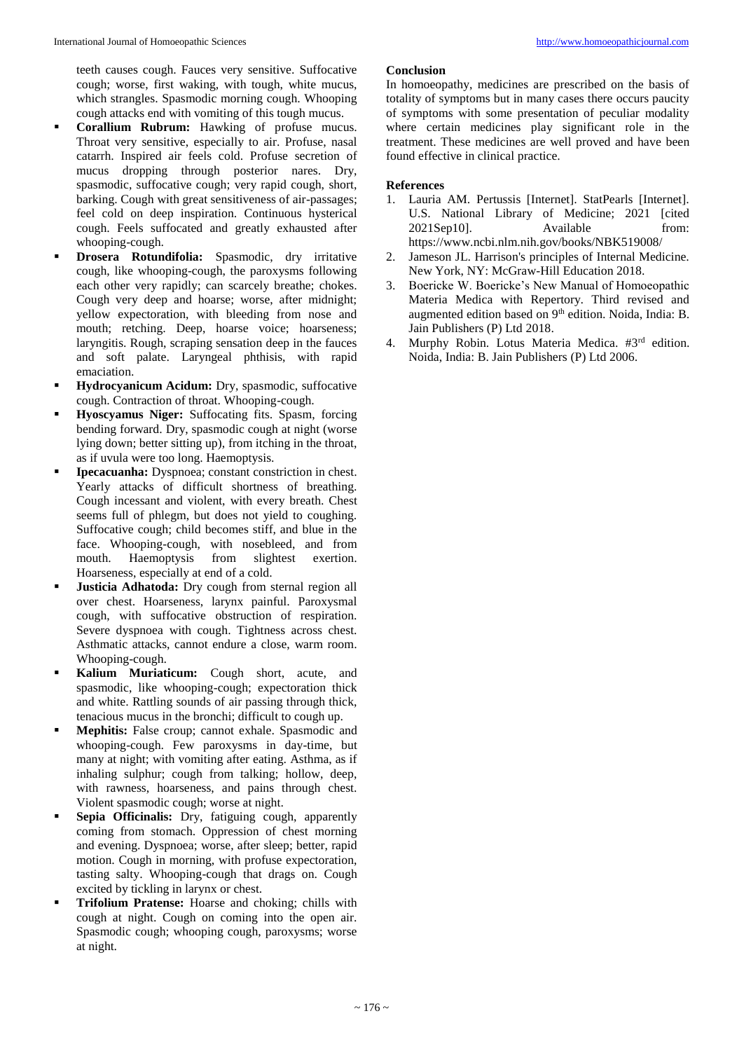teeth causes cough. Fauces very sensitive. Suffocative cough; worse, first waking, with tough, white mucus, which strangles. Spasmodic morning cough. Whooping cough attacks end with vomiting of this tough mucus.

- **Corallium Rubrum:** Hawking of profuse mucus. Throat very sensitive, especially to air. Profuse, nasal catarrh. Inspired air feels cold. Profuse secretion of mucus dropping through posterior nares. Dry, spasmodic, suffocative cough; very rapid cough, short, barking. Cough with great sensitiveness of air-passages; feel cold on deep inspiration. Continuous hysterical cough. Feels suffocated and greatly exhausted after whooping-cough.
- **Drosera Rotundifolia:** Spasmodic, dry irritative cough, like whooping-cough, the paroxysms following each other very rapidly; can scarcely breathe; chokes. Cough very deep and hoarse; worse, after midnight; yellow expectoration, with bleeding from nose and mouth; retching. Deep, hoarse voice; hoarseness; laryngitis. Rough, scraping sensation deep in the fauces and soft palate. Laryngeal phthisis, with rapid emaciation.
- **Hydrocyanicum Acidum:** Dry, spasmodic, suffocative cough. Contraction of throat. Whooping-cough.
- **Hyoscyamus Niger:** Suffocating fits. Spasm, forcing bending forward. Dry, spasmodic cough at night (worse lying down; better sitting up), from itching in the throat, as if uvula were too long. Haemoptysis.
- **Ipecacuanha:** Dyspnoea; constant constriction in chest. Yearly attacks of difficult shortness of breathing. Cough incessant and violent, with every breath. Chest seems full of phlegm, but does not yield to coughing. Suffocative cough; child becomes stiff, and blue in the face. Whooping-cough, with nosebleed, and from mouth. Haemoptysis from slightest exertion. Hoarseness, especially at end of a cold.
- **Justicia Adhatoda:** Dry cough from sternal region all over chest. Hoarseness, larynx painful. Paroxysmal cough, with suffocative obstruction of respiration. Severe dyspnoea with cough. Tightness across chest. Asthmatic attacks, cannot endure a close, warm room. Whooping-cough.
- **Kalium Muriaticum:** Cough short, acute, and spasmodic, like whooping-cough; expectoration thick and white. Rattling sounds of air passing through thick, tenacious mucus in the bronchi; difficult to cough up.
- **Mephitis:** False croup; cannot exhale. Spasmodic and whooping-cough. Few paroxysms in day-time, but many at night; with vomiting after eating. Asthma, as if inhaling sulphur; cough from talking; hollow, deep, with rawness, hoarseness, and pains through chest. Violent spasmodic cough; worse at night.
- **Sepia Officinalis:** Dry, fatiguing cough, apparently coming from stomach. Oppression of chest morning and evening. Dyspnoea; worse, after sleep; better, rapid motion. Cough in morning, with profuse expectoration, tasting salty. Whooping-cough that drags on. Cough excited by tickling in larynx or chest.
- **Trifolium Pratense:** Hoarse and choking; chills with cough at night. Cough on coming into the open air. Spasmodic cough; whooping cough, paroxysms; worse at night.

## Conclusion

In homoeopathy, medicines are prescribed on the basis of totality of symptoms but in many cases there occurs paucity of symptoms with some presentation of peculiar modality where certain medicines play significant role in the treatment. These medicines are well proved and have been found effective in clinical practice.

## References

1. Lauria AM. Pertussis [Internet]. StatPearls [Internet]. U.S. National Library of Medicine; 2021 [cited 2021Sep10]. Available from: https://www.ncbi.nlm.nih.gov/books/NBK519008/
2. Jameson JL. Harrison's principles of Internal Medicine. New York, NY: McGraw-Hill Education 2018.
3. Boericke W. Boericke's New Manual of Homoeopathic Materia Medica with Repertory. Third revised and augmented edition based on 9th edition. Noida, India: B. Jain Publishers (P) Ltd 2018.
4. Murphy Robin. Lotus Materia Medica. #3rd edition. Noida, India: B. Jain Publishers (P) Ltd 2006.